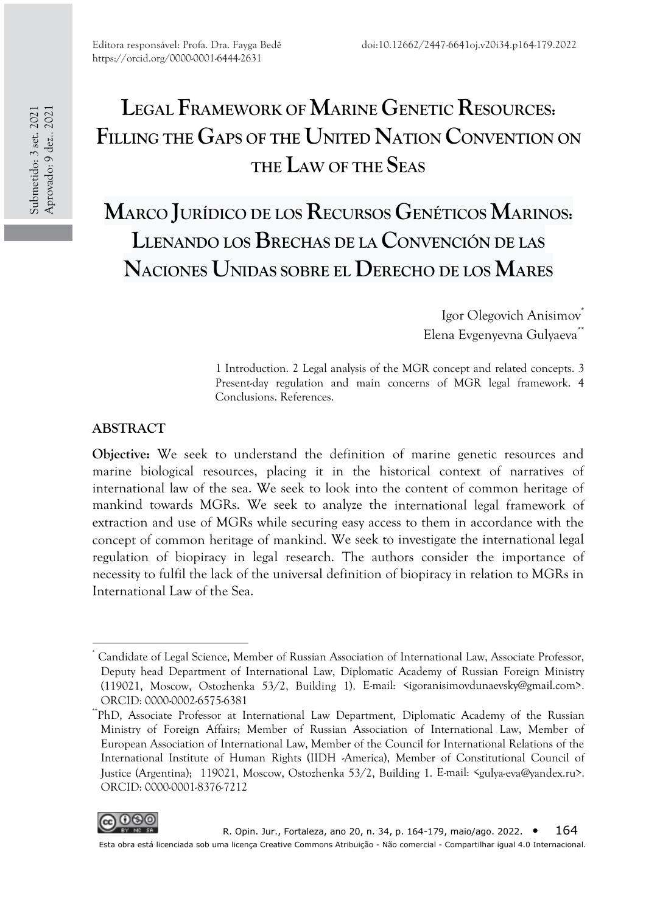Editora responsável: Profa. Dra. Fayga Bedê
https://orcid.org/0000-0001-6444-2631

doi:10.12662/2447-6641oj.v20i34.p164-179.2022

Submetido: 3 set. 2021
Aprovado: 9 dez.. 2021

# Legal Framework of Marine Genetic Resources: Filling the Gaps of the United Nation Convention on the Law of the Seas

# Marco Jurídico de los Recursos Genéticos Marinos: Llenando los Brechas de la Convención de las Naciones Unidas sobre el Derecho de los Mares

Igor Olegovich Anisimov*
Elena Evgenyevna Gulyaeva**

1 Introduction. 2 Legal analysis of the MGR concept and related concepts. 3 Present-day regulation and main concerns of MGR legal framework. 4 Conclusions. References.

## ABSTRACT

**Objective:** We seek to understand the definition of marine genetic resources and marine biological resources, placing it in the historical context of narratives of international law of the sea. We seek to look into the content of common heritage of mankind towards MGRs. We seek to analyze the international legal framework of extraction and use of MGRs while securing easy access to them in accordance with the concept of common heritage of mankind. We seek to investigate the international legal regulation of biopiracy in legal research. The authors consider the importance of necessity to fulfil the lack of the universal definition of biopiracy in relation to MGRs in International Law of the Sea.

---

\* Candidate of Legal Science, Member of Russian Association of International Law, Associate Professor, Deputy head Department of International Law, Diplomatic Academy of Russian Foreign Ministry (119021, Moscow, Ostozhenka 53/2, Building 1). E-mail: <igoranisimovdunaevsky@gmail.com>. ORCID: 0000-0002-6575-6381

\*\*PhD, Associate Professor at International Law Department, Diplomatic Academy of the Russian Ministry of Foreign Affairs; Member of Russian Association of International Law, Member of European Association of International Law, Member of the Council for International Relations of the International Institute of Human Rights (IIDH -America), Member of Constitutional Council of Justice (Argentina); 119021, Moscow, Ostozhenka 53/2, Building 1. E-mail: <gulya-eva@yandex.ru>. ORCID: 0000-0001-8376-7212

Esta obra está licenciada sob uma licença Creative Commons Atribuição - Não comercial - Compartilhar igual 4.0 Internacional.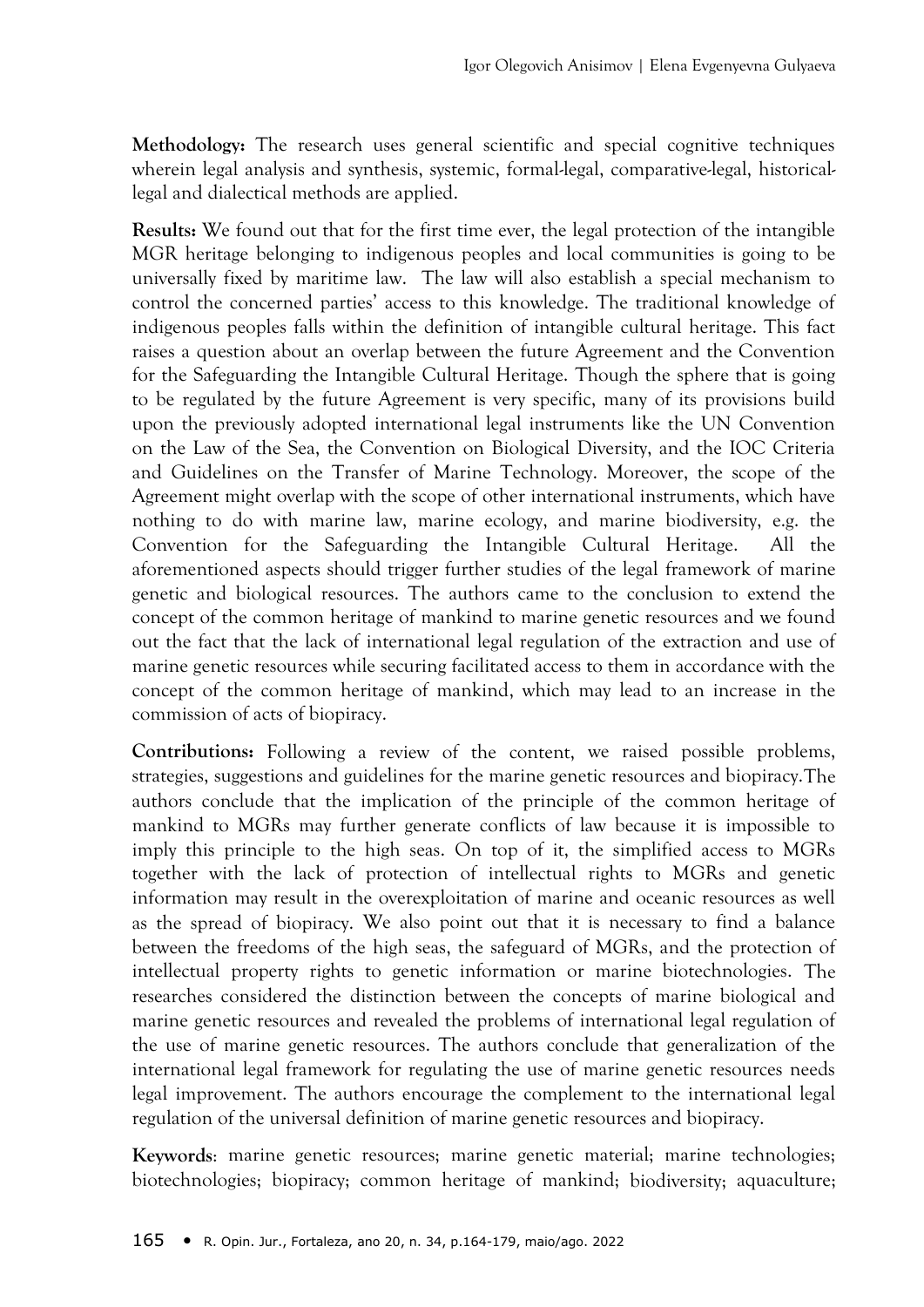**Methodology:** The research uses general scientific and special cognitive techniques wherein legal analysis and synthesis, systemic, formal-legal, comparative-legal, historical-legal and dialectical methods are applied.

**Results:** We found out that for the first time ever, the legal protection of the intangible MGR heritage belonging to indigenous peoples and local communities is going to be universally fixed by maritime law. The law will also establish a special mechanism to control the concerned parties' access to this knowledge. The traditional knowledge of indigenous peoples falls within the definition of intangible cultural heritage. This fact raises a question about an overlap between the future Agreement and the Convention for the Safeguarding the Intangible Cultural Heritage. Though the sphere that is going to be regulated by the future Agreement is very specific, many of its provisions build upon the previously adopted international legal instruments like the UN Convention on the Law of the Sea, the Convention on Biological Diversity, and the IOC Criteria and Guidelines on the Transfer of Marine Technology. Moreover, the scope of the Agreement might overlap with the scope of other international instruments, which have nothing to do with marine law, marine ecology, and marine biodiversity, e.g. the Convention for the Safeguarding the Intangible Cultural Heritage. All the aforementioned aspects should trigger further studies of the legal framework of marine genetic and biological resources. The authors came to the conclusion to extend the concept of the common heritage of mankind to marine genetic resources and we found out the fact that the lack of international legal regulation of the extraction and use of marine genetic resources while securing facilitated access to them in accordance with the concept of the common heritage of mankind, which may lead to an increase in the commission of acts of biopiracy.

**Contributions:** Following a review of the content, we raised possible problems, strategies, suggestions and guidelines for the marine genetic resources and biopiracy.The authors conclude that the implication of the principle of the common heritage of mankind to MGRs may further generate conflicts of law because it is impossible to imply this principle to the high seas. On top of it, the simplified access to MGRs together with the lack of protection of intellectual rights to MGRs and genetic information may result in the overexploitation of marine and oceanic resources as well as the spread of biopiracy. We also point out that it is necessary to find a balance between the freedoms of the high seas, the safeguard of MGRs, and the protection of intellectual property rights to genetic information or marine biotechnologies. The researches considered the distinction between the concepts of marine biological and marine genetic resources and revealed the problems of international legal regulation of the use of marine genetic resources. The authors conclude that generalization of the international legal framework for regulating the use of marine genetic resources needs legal improvement. The authors encourage the complement to the international legal regulation of the universal definition of marine genetic resources and biopiracy.

**Keywords**: marine genetic resources; marine genetic material; marine technologies; biotechnologies; biopiracy; common heritage of mankind; biodiversity; aquaculture;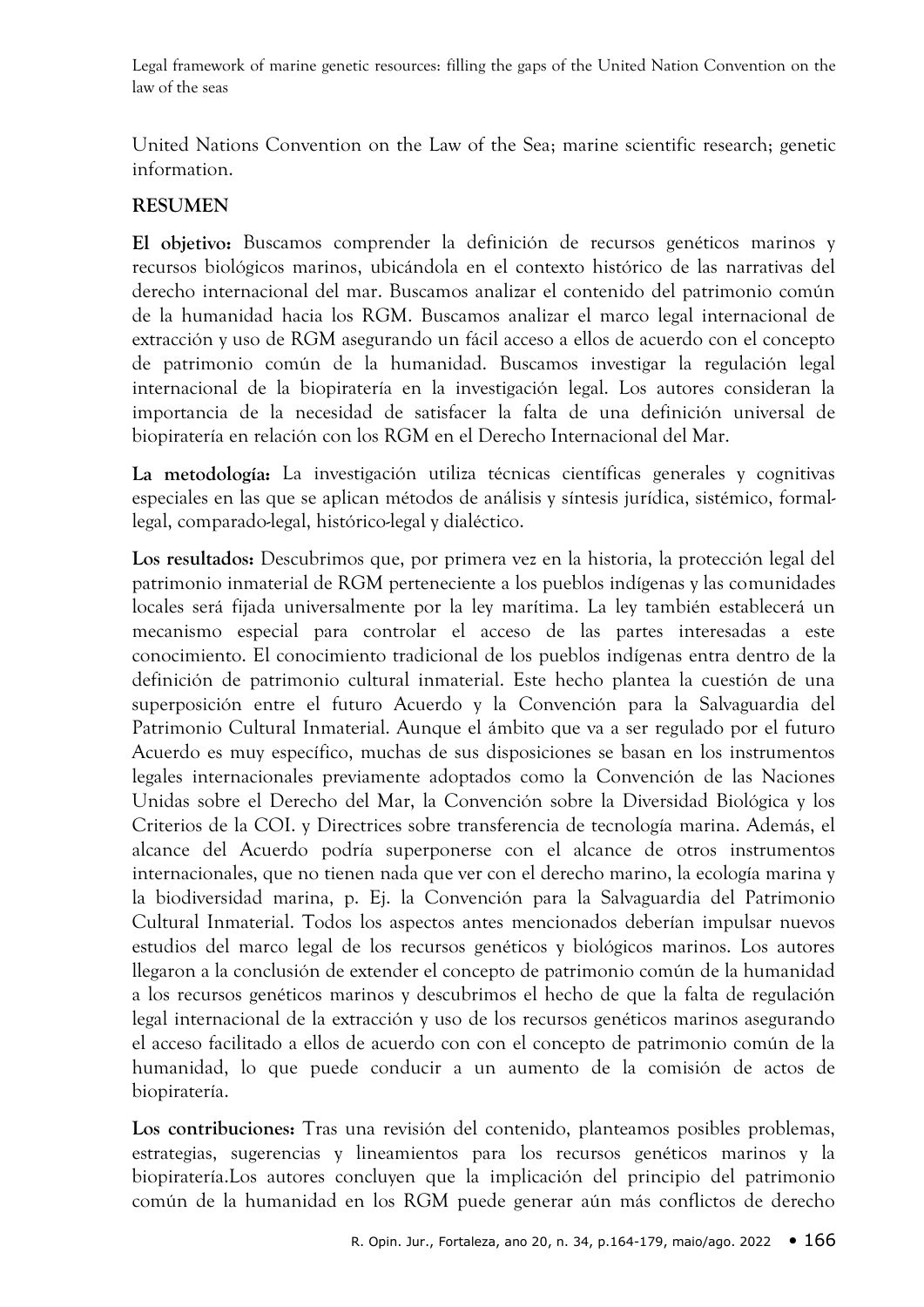United Nations Convention on the Law of the Sea; marine scientific research; genetic information.

## RESUMEN

**El objetivo:** Buscamos comprender la definición de recursos genéticos marinos y recursos biológicos marinos, ubicándola en el contexto histórico de las narrativas del derecho internacional del mar. Buscamos analizar el contenido del patrimonio común de la humanidad hacia los RGM. Buscamos analizar el marco legal internacional de extracción y uso de RGM asegurando un fácil acceso a ellos de acuerdo con el concepto de patrimonio común de la humanidad. Buscamos investigar la regulación legal internacional de la biopiratería en la investigación legal. Los autores consideran la importancia de la necesidad de satisfacer la falta de una definición universal de biopiratería en relación con los RGM en el Derecho Internacional del Mar.

**La metodología:** La investigación utiliza técnicas científicas generales y cognitivas especiales en las que se aplican métodos de análisis y síntesis jurídica, sistémico, formal-legal, comparado-legal, histórico-legal y dialéctico.

**Los resultados:** Descubrimos que, por primera vez en la historia, la protección legal del patrimonio inmaterial de RGM perteneciente a los pueblos indígenas y las comunidades locales será fijada universalmente por la ley marítima. La ley también establecerá un mecanismo especial para controlar el acceso de las partes interesadas a este conocimiento. El conocimiento tradicional de los pueblos indígenas entra dentro de la definición de patrimonio cultural inmaterial. Este hecho plantea la cuestión de una superposición entre el futuro Acuerdo y la Convención para la Salvaguardia del Patrimonio Cultural Inmaterial. Aunque el ámbito que va a ser regulado por el futuro Acuerdo es muy específico, muchas de sus disposiciones se basan en los instrumentos legales internacionales previamente adoptados como la Convención de las Naciones Unidas sobre el Derecho del Mar, la Convención sobre la Diversidad Biológica y los Criterios de la COI. y Directrices sobre transferencia de tecnología marina. Además, el alcance del Acuerdo podría superponerse con el alcance de otros instrumentos internacionales, que no tienen nada que ver con el derecho marino, la ecología marina y la biodiversidad marina, p. Ej. la Convención para la Salvaguardia del Patrimonio Cultural Inmaterial. Todos los aspectos antes mencionados deberían impulsar nuevos estudios del marco legal de los recursos genéticos y biológicos marinos. Los autores llegaron a la conclusión de extender el concepto de patrimonio común de la humanidad a los recursos genéticos marinos y descubrimos el hecho de que la falta de regulación legal internacional de la extracción y uso de los recursos genéticos marinos asegurando el acceso facilitado a ellos de acuerdo con con el concepto de patrimonio común de la humanidad, lo que puede conducir a un aumento de la comisión de actos de biopiratería.

**Los contribuciones:** Tras una revisión del contenido, planteamos posibles problemas, estrategias, sugerencias y lineamientos para los recursos genéticos marinos y la biopiratería.Los autores concluyen que la implicación del principio del patrimonio común de la humanidad en los RGM puede generar aún más conflictos de derecho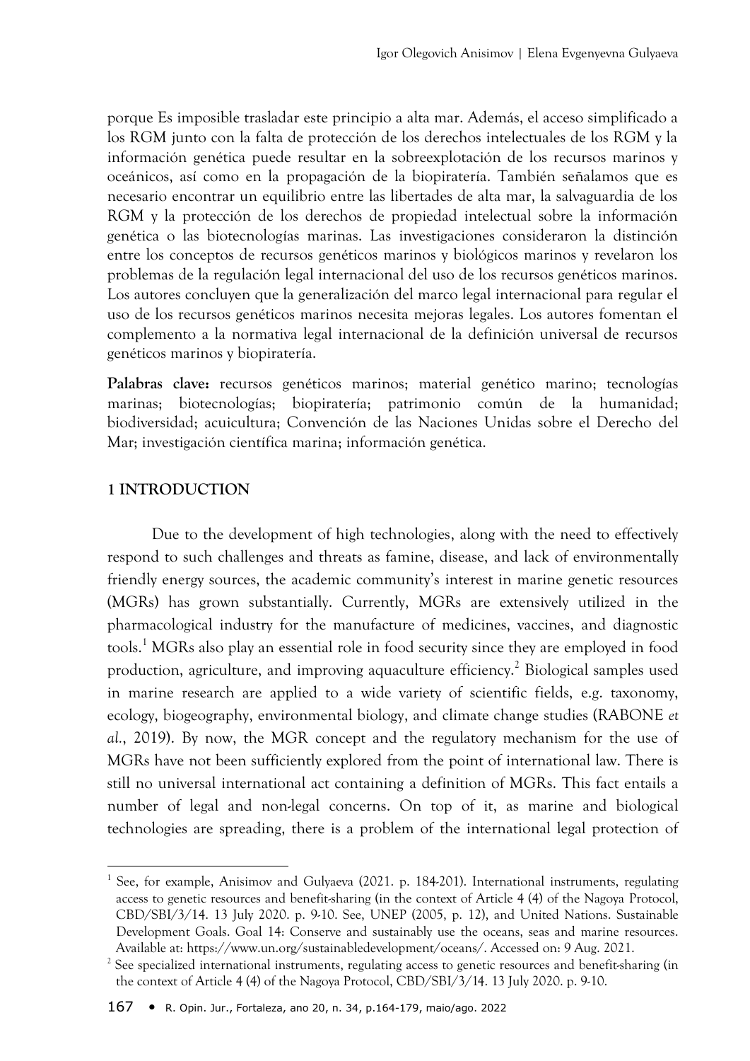porque Es imposible trasladar este principio a alta mar. Además, el acceso simplificado a los RGM junto con la falta de protección de los derechos intelectuales de los RGM y la información genética puede resultar en la sobreexplotación de los recursos marinos y oceánicos, así como en la propagación de la biopiratería. También señalamos que es necesario encontrar un equilibrio entre las libertades de alta mar, la salvaguardia de los RGM y la protección de los derechos de propiedad intelectual sobre la información genética o las biotecnologías marinas. Las investigaciones consideraron la distinción entre los conceptos de recursos genéticos marinos y biológicos marinos y revelaron los problemas de la regulación legal internacional del uso de los recursos genéticos marinos. Los autores concluyen que la generalización del marco legal internacional para regular el uso de los recursos genéticos marinos necesita mejoras legales. Los autores fomentan el complemento a la normativa legal internacional de la definición universal de recursos genéticos marinos y biopiratería.

**Palabras clave:** recursos genéticos marinos; material genético marino; tecnologías marinas; biotecnologías; biopiratería; patrimonio común de la humanidad; biodiversidad; acuicultura; Convención de las Naciones Unidas sobre el Derecho del Mar; investigación científica marina; información genética.

## 1 INTRODUCTION

Due to the development of high technologies, along with the need to effectively respond to such challenges and threats as famine, disease, and lack of environmentally friendly energy sources, the academic community's interest in marine genetic resources (MGRs) has grown substantially. Currently, MGRs are extensively utilized in the pharmacological industry for the manufacture of medicines, vaccines, and diagnostic tools.[1] MGRs also play an essential role in food security since they are employed in food production, agriculture, and improving aquaculture efficiency.[2] Biological samples used in marine research are applied to a wide variety of scientific fields, e.g. taxonomy, ecology, biogeography, environmental biology, and climate change studies (RABONE *et al.*, 2019). By now, the MGR concept and the regulatory mechanism for the use of MGRs have not been sufficiently explored from the point of international law. There is still no universal international act containing a definition of MGRs. This fact entails a number of legal and non-legal concerns. On top of it, as marine and biological technologies are spreading, there is a problem of the international legal protection of

---

[1] See, for example, Anisimov and Gulyaeva (2021. p. 184-201). International instruments, regulating access to genetic resources and benefit-sharing (in the context of Article 4 (4) of the Nagoya Protocol, CBD/SBI/3/14. 13 July 2020. p. 9-10. See, UNEP (2005, p. 12), and United Nations. Sustainable Development Goals. Goal 14: Conserve and sustainably use the oceans, seas and marine resources. Available at: https://www.un.org/sustainabledevelopment/oceans/. Accessed on: 9 Aug. 2021.

[2] See specialized international instruments, regulating access to genetic resources and benefit-sharing (in the context of Article 4 (4) of the Nagoya Protocol, CBD/SBI/3/14. 13 July 2020. p. 9-10.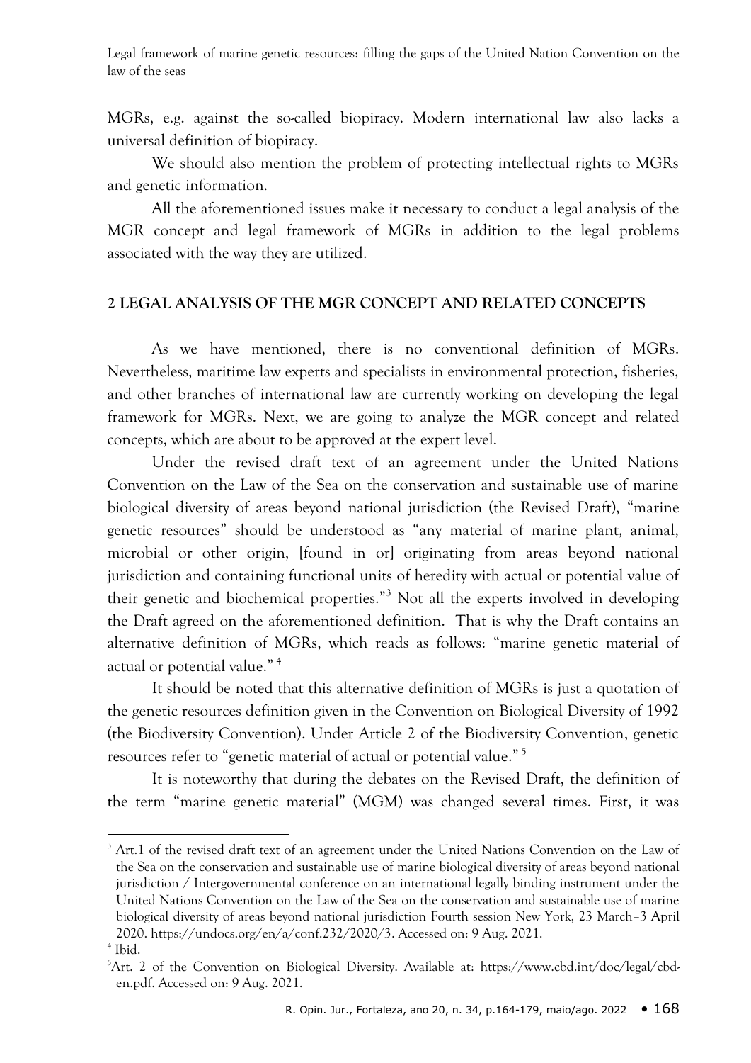MGRs, e.g. against the so-called biopiracy. Modern international law also lacks a universal definition of biopiracy.

We should also mention the problem of protecting intellectual rights to MGRs and genetic information.

All the aforementioned issues make it necessary to conduct a legal analysis of the MGR concept and legal framework of MGRs in addition to the legal problems associated with the way they are utilized.

## 2 LEGAL ANALYSIS OF THE MGR CONCEPT AND RELATED CONCEPTS

As we have mentioned, there is no conventional definition of MGRs. Nevertheless, maritime law experts and specialists in environmental protection, fisheries, and other branches of international law are currently working on developing the legal framework for MGRs. Next, we are going to analyze the MGR concept and related concepts, which are about to be approved at the expert level.

Under the revised draft text of an agreement under the United Nations Convention on the Law of the Sea on the conservation and sustainable use of marine biological diversity of areas beyond national jurisdiction (the Revised Draft), "marine genetic resources" should be understood as "any material of marine plant, animal, microbial or other origin, [found in or] originating from areas beyond national jurisdiction and containing functional units of heredity with actual or potential value of their genetic and biochemical properties."[3] Not all the experts involved in developing the Draft agreed on the aforementioned definition. That is why the Draft contains an alternative definition of MGRs, which reads as follows: "marine genetic material of actual or potential value." [4]

It should be noted that this alternative definition of MGRs is just a quotation of the genetic resources definition given in the Convention on Biological Diversity of 1992 (the Biodiversity Convention). Under Article 2 of the Biodiversity Convention, genetic resources refer to "genetic material of actual or potential value." [5]

It is noteworthy that during the debates on the Revised Draft, the definition of the term "marine genetic material" (MGM) was changed several times. First, it was

---

[3] Art.1 of the revised draft text of an agreement under the United Nations Convention on the Law of the Sea on the conservation and sustainable use of marine biological diversity of areas beyond national jurisdiction / Intergovernmental conference on an international legally binding instrument under the United Nations Convention on the Law of the Sea on the conservation and sustainable use of marine biological diversity of areas beyond national jurisdiction Fourth session New York, 23 March–3 April 2020. https://undocs.org/en/a/conf.232/2020/3. Accessed on: 9 Aug. 2021.

[4] Ibid.

[5] Art. 2 of the Convention on Biological Diversity. Available at: https://www.cbd.int/doc/legal/cbd-en.pdf. Accessed on: 9 Aug. 2021.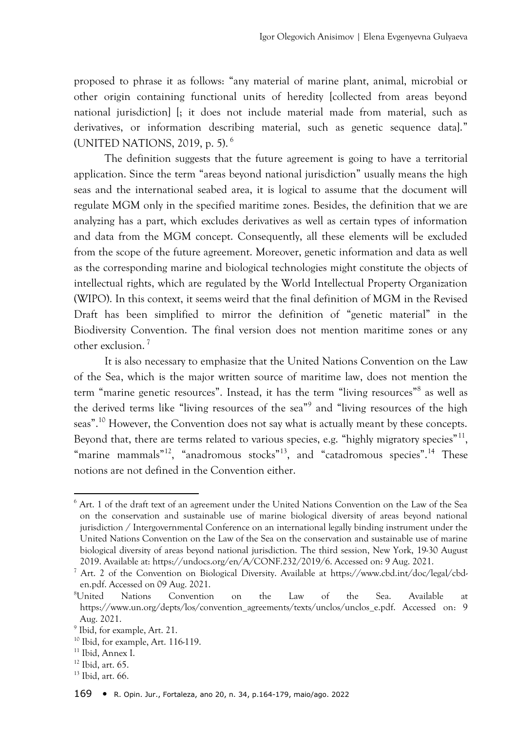proposed to phrase it as follows: "any material of marine plant, animal, microbial or other origin containing functional units of heredity [collected from areas beyond national jurisdiction] [; it does not include material made from material, such as derivatives, or information describing material, such as genetic sequence data]." (UNITED NATIONS, 2019, p. 5). [6]

The definition suggests that the future agreement is going to have a territorial application. Since the term "areas beyond national jurisdiction" usually means the high seas and the international seabed area, it is logical to assume that the document will regulate MGM only in the specified maritime zones. Besides, the definition that we are analyzing has a part, which excludes derivatives as well as certain types of information and data from the MGM concept. Consequently, all these elements will be excluded from the scope of the future agreement. Moreover, genetic information and data as well as the corresponding marine and biological technologies might constitute the objects of intellectual rights, which are regulated by the World Intellectual Property Organization (WIPO). In this context, it seems weird that the final definition of MGM in the Revised Draft has been simplified to mirror the definition of "genetic material" in the Biodiversity Convention. The final version does not mention maritime zones or any other exclusion. [7]

It is also necessary to emphasize that the United Nations Convention on the Law of the Sea, which is the major written source of maritime law, does not mention the term "marine genetic resources". Instead, it has the term "living resources"[8] as well as the derived terms like "living resources of the sea"[9] and "living resources of the high seas".[10] However, the Convention does not say what is actually meant by these concepts. Beyond that, there are terms related to various species, e.g. "highly migratory species"[11], "marine mammals"[12], "anadromous stocks"[13], and "catadromous species".[14] These notions are not defined in the Convention either.

---

[6] Art. 1 of the draft text of an agreement under the United Nations Convention on the Law of the Sea on the conservation and sustainable use of marine biological diversity of areas beyond national jurisdiction / Intergovernmental Conference on an international legally binding instrument under the United Nations Convention on the Law of the Sea on the conservation and sustainable use of marine biological diversity of areas beyond national jurisdiction. The third session, New York, 19-30 August 2019. Available at: https://undocs.org/en/A/CONF.232/2019/6. Accessed on: 9 Aug. 2021.

[7] Art. 2 of the Convention on Biological Diversity. Available at https://www.cbd.int/doc/legal/cbd-en.pdf. Accessed on 09 Aug. 2021.

[8] United Nations Convention on the Law of the Sea. Available at https://www.un.org/depts/los/convention_agreements/texts/unclos/unclos_e.pdf. Accessed on: 9 Aug. 2021.

[9] Ibid, for example, Art. 21.

[10] Ibid, for example, Art. 116-119.

[11] Ibid, Annex I.

[12] Ibid, art. 65.

[13] Ibid, art. 66.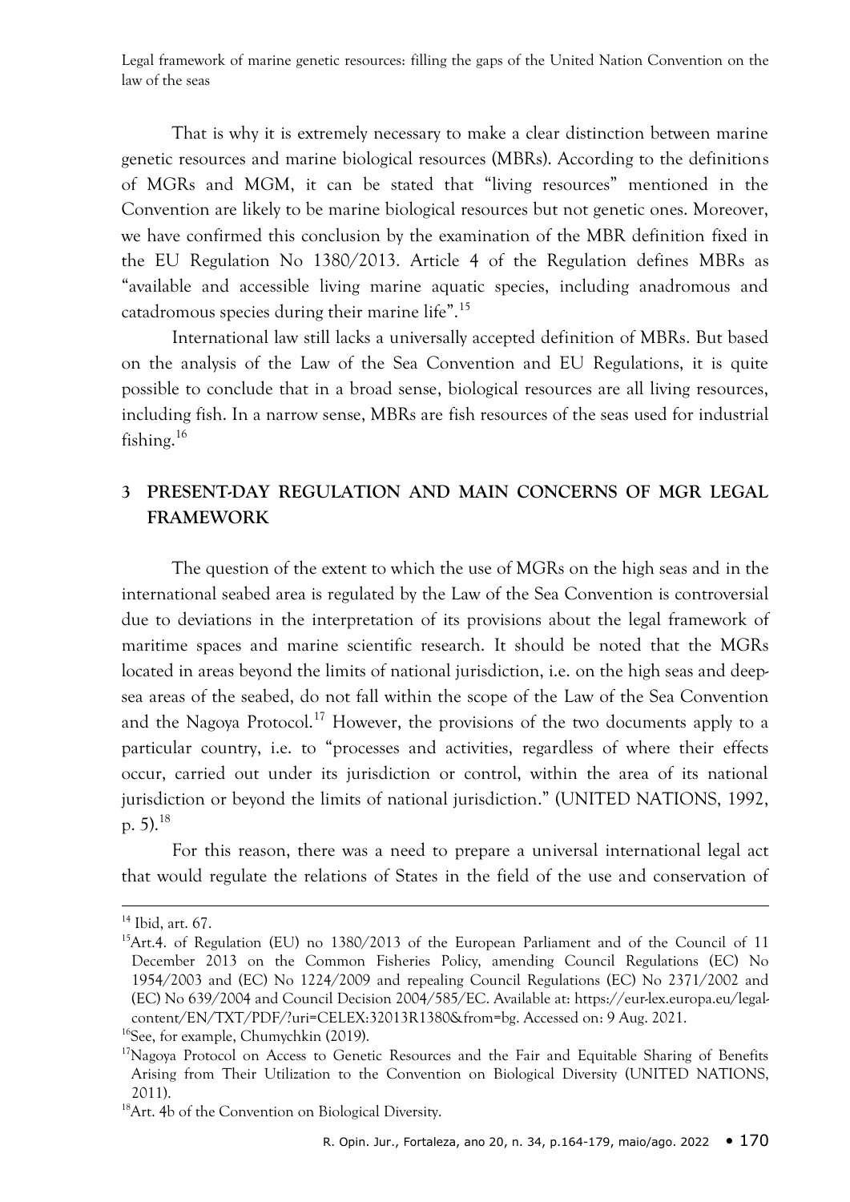That is why it is extremely necessary to make a clear distinction between marine genetic resources and marine biological resources (MBRs). According to the definitions of MGRs and MGM, it can be stated that "living resources" mentioned in the Convention are likely to be marine biological resources but not genetic ones. Moreover, we have confirmed this conclusion by the examination of the MBR definition fixed in the EU Regulation No 1380/2013. Article 4 of the Regulation defines MBRs as "available and accessible living marine aquatic species, including anadromous and catadromous species during their marine life".[15]

International law still lacks a universally accepted definition of MBRs. But based on the analysis of the Law of the Sea Convention and EU Regulations, it is quite possible to conclude that in a broad sense, biological resources are all living resources, including fish. In a narrow sense, MBRs are fish resources of the seas used for industrial fishing.[16]

## 3 PRESENT-DAY REGULATION AND MAIN CONCERNS OF MGR LEGAL FRAMEWORK

The question of the extent to which the use of MGRs on the high seas and in the international seabed area is regulated by the Law of the Sea Convention is controversial due to deviations in the interpretation of its provisions about the legal framework of maritime spaces and marine scientific research. It should be noted that the MGRs located in areas beyond the limits of national jurisdiction, i.e. on the high seas and deep-sea areas of the seabed, do not fall within the scope of the Law of the Sea Convention and the Nagoya Protocol.[17] However, the provisions of the two documents apply to a particular country, i.e. to "processes and activities, regardless of where their effects occur, carried out under its jurisdiction or control, within the area of its national jurisdiction or beyond the limits of national jurisdiction." (UNITED NATIONS, 1992, p. 5).[18]

For this reason, there was a need to prepare a universal international legal act that would regulate the relations of States in the field of the use and conservation of

---

[14] Ibid, art. 67.

[15] Art.4. of Regulation (EU) no 1380/2013 of the European Parliament and of the Council of 11 December 2013 on the Common Fisheries Policy, amending Council Regulations (EC) No 1954/2003 and (EC) No 1224/2009 and repealing Council Regulations (EC) No 2371/2002 and (EC) No 639/2004 and Council Decision 2004/585/EC. Available at: https://eur-lex.europa.eu/legal-content/EN/TXT/PDF/?uri=CELEX:32013R1380&from=bg. Accessed on: 9 Aug. 2021.

[16] See, for example, Chumychkin (2019).

[17] Nagoya Protocol on Access to Genetic Resources and the Fair and Equitable Sharing of Benefits Arising from Their Utilization to the Convention on Biological Diversity (UNITED NATIONS, 2011).

[18] Art. 4b of the Convention on Biological Diversity.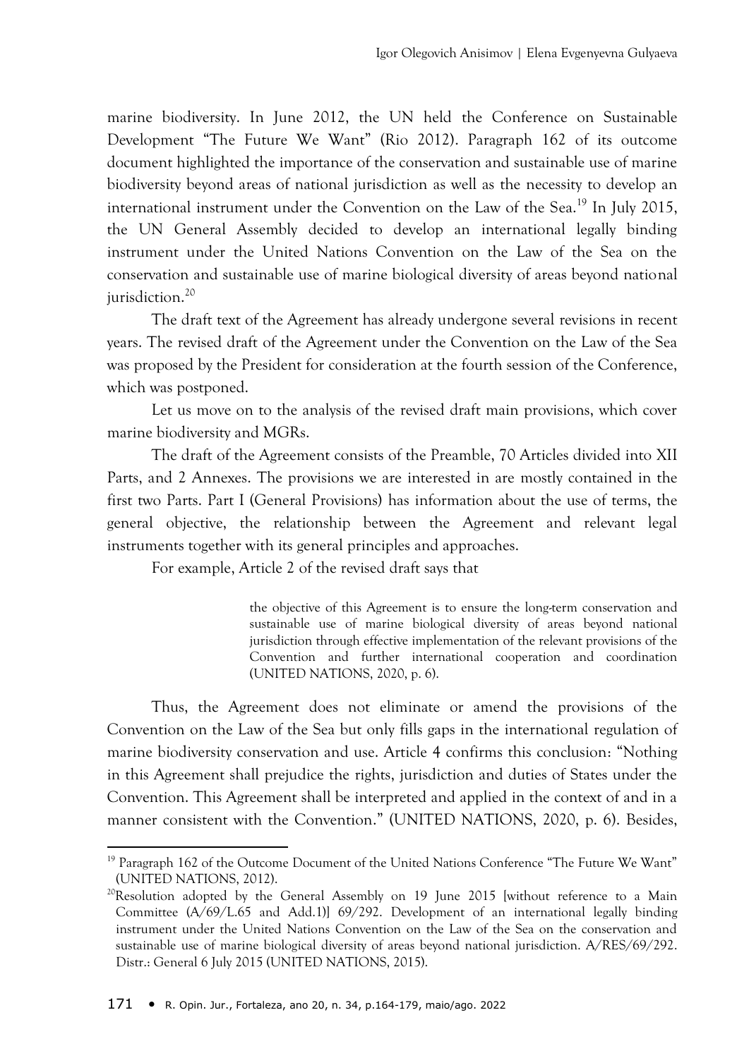marine biodiversity. In June 2012, the UN held the Conference on Sustainable Development "The Future We Want" (Rio 2012). Paragraph 162 of its outcome document highlighted the importance of the conservation and sustainable use of marine biodiversity beyond areas of national jurisdiction as well as the necessity to develop an international instrument under the Convention on the Law of the Sea.[19] In July 2015, the UN General Assembly decided to develop an international legally binding instrument under the United Nations Convention on the Law of the Sea on the conservation and sustainable use of marine biological diversity of areas beyond national jurisdiction.[20]

The draft text of the Agreement has already undergone several revisions in recent years. The revised draft of the Agreement under the Convention on the Law of the Sea was proposed by the President for consideration at the fourth session of the Conference, which was postponed.

Let us move on to the analysis of the revised draft main provisions, which cover marine biodiversity and MGRs.

The draft of the Agreement consists of the Preamble, 70 Articles divided into XII Parts, and 2 Annexes. The provisions we are interested in are mostly contained in the first two Parts. Part I (General Provisions) has information about the use of terms, the general objective, the relationship between the Agreement and relevant legal instruments together with its general principles and approaches.

For example, Article 2 of the revised draft says that

> the objective of this Agreement is to ensure the long-term conservation and sustainable use of marine biological diversity of areas beyond national jurisdiction through effective implementation of the relevant provisions of the Convention and further international cooperation and coordination (UNITED NATIONS, 2020, p. 6).

Thus, the Agreement does not eliminate or amend the provisions of the Convention on the Law of the Sea but only fills gaps in the international regulation of marine biodiversity conservation and use. Article 4 confirms this conclusion: "Nothing in this Agreement shall prejudice the rights, jurisdiction and duties of States under the Convention. This Agreement shall be interpreted and applied in the context of and in a manner consistent with the Convention." (UNITED NATIONS, 2020, p. 6). Besides,

---

[19] Paragraph 162 of the Outcome Document of the United Nations Conference "The Future We Want" (UNITED NATIONS, 2012).

[20] Resolution adopted by the General Assembly on 19 June 2015 [without reference to a Main Committee (A/69/L.65 and Add.1)] 69/292. Development of an international legally binding instrument under the United Nations Convention on the Law of the Sea on the conservation and sustainable use of marine biological diversity of areas beyond national jurisdiction. A/RES/69/292. Distr.: General 6 July 2015 (UNITED NATIONS, 2015).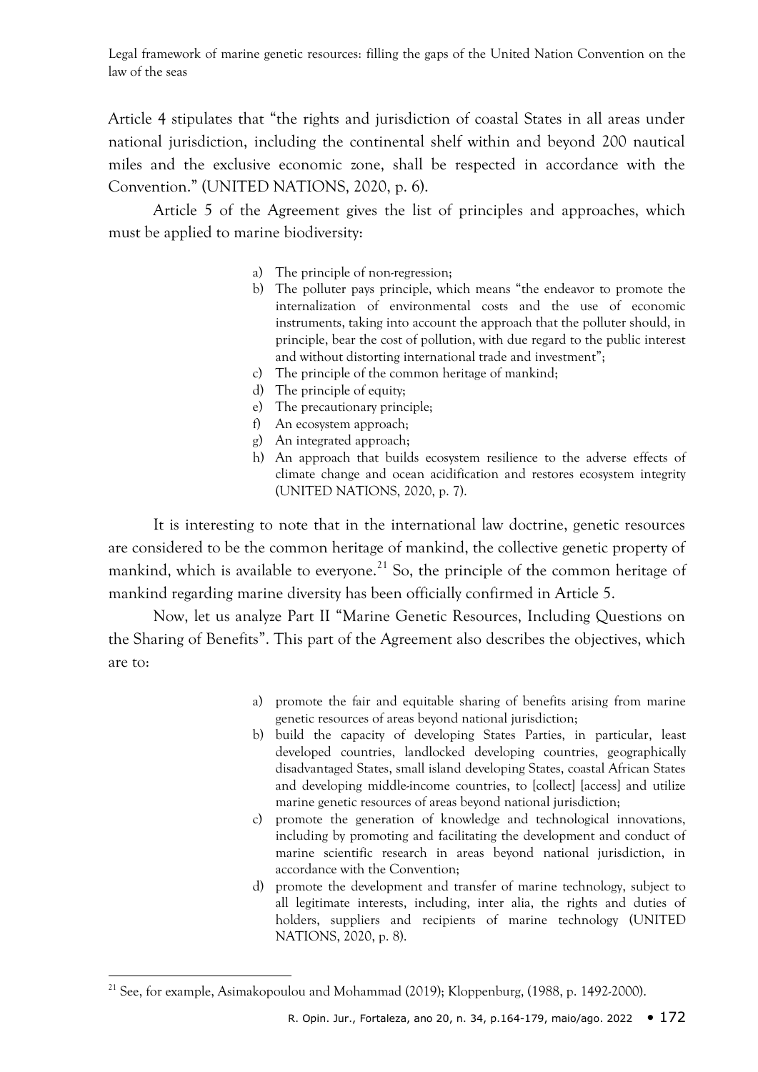Article 4 stipulates that "the rights and jurisdiction of coastal States in all areas under national jurisdiction, including the continental shelf within and beyond 200 nautical miles and the exclusive economic zone, shall be respected in accordance with the Convention." (UNITED NATIONS, 2020, p. 6).

Article 5 of the Agreement gives the list of principles and approaches, which must be applied to marine biodiversity:

> a) The principle of non-regression;
> b) The polluter pays principle, which means "the endeavor to promote the internalization of environmental costs and the use of economic instruments, taking into account the approach that the polluter should, in principle, bear the cost of pollution, with due regard to the public interest and without distorting international trade and investment";
> c) The principle of the common heritage of mankind;
> d) The principle of equity;
> e) The precautionary principle;
> f) An ecosystem approach;
> g) An integrated approach;
> h) An approach that builds ecosystem resilience to the adverse effects of climate change and ocean acidification and restores ecosystem integrity (UNITED NATIONS, 2020, p. 7).

It is interesting to note that in the international law doctrine, genetic resources are considered to be the common heritage of mankind, the collective genetic property of mankind, which is available to everyone.[21] So, the principle of the common heritage of mankind regarding marine diversity has been officially confirmed in Article 5.

Now, let us analyze Part II "Marine Genetic Resources, Including Questions on the Sharing of Benefits". This part of the Agreement also describes the objectives, which are to:

> a) promote the fair and equitable sharing of benefits arising from marine genetic resources of areas beyond national jurisdiction;
> b) build the capacity of developing States Parties, in particular, least developed countries, landlocked developing countries, geographically disadvantaged States, small island developing States, coastal African States and developing middle-income countries, to [collect] [access] and utilize marine genetic resources of areas beyond national jurisdiction;
> c) promote the generation of knowledge and technological innovations, including by promoting and facilitating the development and conduct of marine scientific research in areas beyond national jurisdiction, in accordance with the Convention;
> d) promote the development and transfer of marine technology, subject to all legitimate interests, including, inter alia, the rights and duties of holders, suppliers and recipients of marine technology (UNITED NATIONS, 2020, p. 8).

[21] See, for example, Asimakopoulou and Mohammad (2019); Kloppenburg, (1988, p. 1492-2000).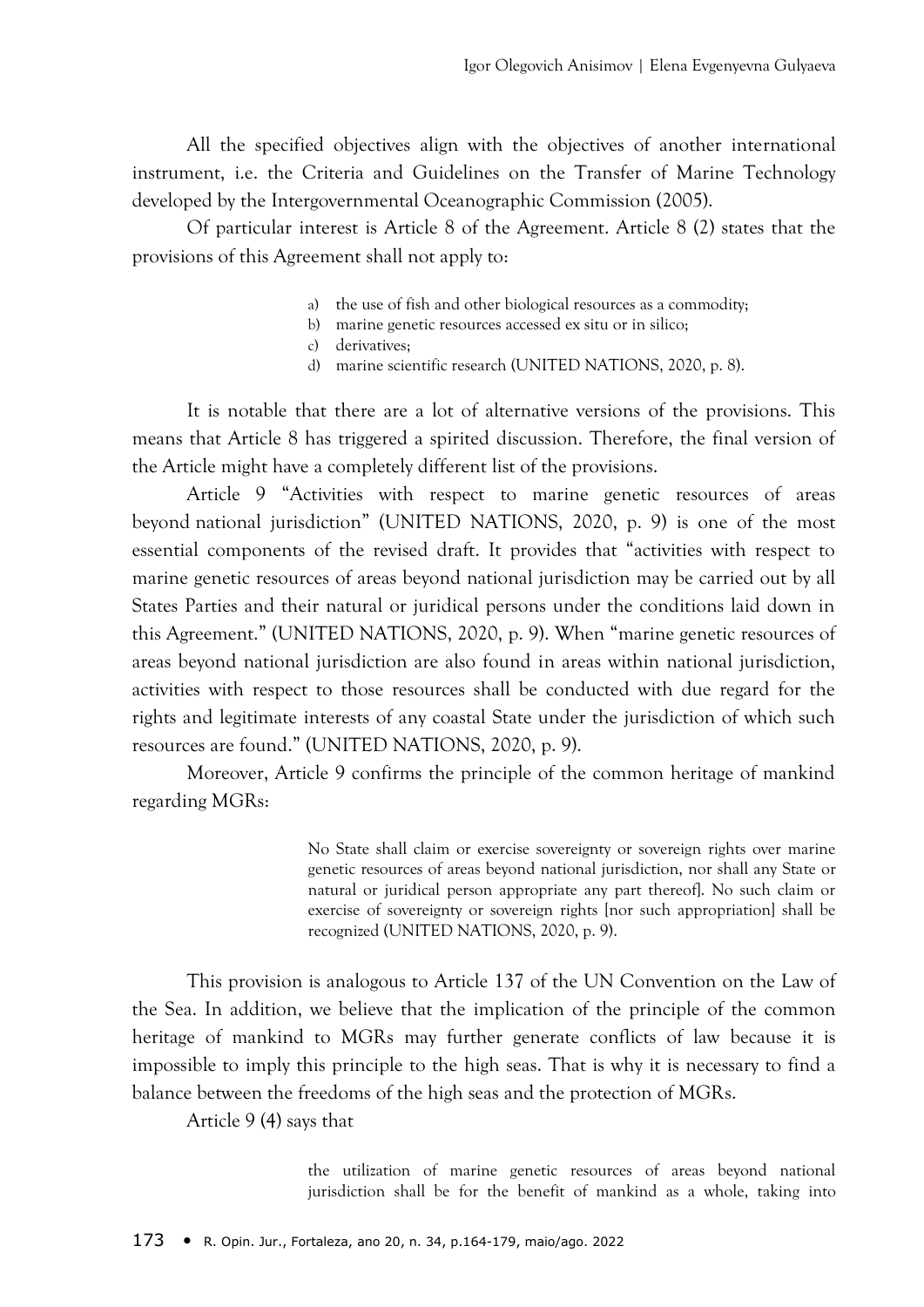All the specified objectives align with the objectives of another international instrument, i.e. the Criteria and Guidelines on the Transfer of Marine Technology developed by the Intergovernmental Oceanographic Commission (2005).

Of particular interest is Article 8 of the Agreement. Article 8 (2) states that the provisions of this Agreement shall not apply to:

> a) the use of fish and other biological resources as a commodity;
> b) marine genetic resources accessed ex situ or in silico;
> c) derivatives;
> d) marine scientific research (UNITED NATIONS, 2020, p. 8).

It is notable that there are a lot of alternative versions of the provisions. This means that Article 8 has triggered a spirited discussion. Therefore, the final version of the Article might have a completely different list of the provisions.

Article 9 "Activities with respect to marine genetic resources of areas beyond national jurisdiction" (UNITED NATIONS, 2020, p. 9) is one of the most essential components of the revised draft. It provides that "activities with respect to marine genetic resources of areas beyond national jurisdiction may be carried out by all States Parties and their natural or juridical persons under the conditions laid down in this Agreement." (UNITED NATIONS, 2020, p. 9). When "marine genetic resources of areas beyond national jurisdiction are also found in areas within national jurisdiction, activities with respect to those resources shall be conducted with due regard for the rights and legitimate interests of any coastal State under the jurisdiction of which such resources are found." (UNITED NATIONS, 2020, p. 9).

Moreover, Article 9 confirms the principle of the common heritage of mankind regarding MGRs:

> No State shall claim or exercise sovereignty or sovereign rights over marine genetic resources of areas beyond national jurisdiction, nor shall any State or natural or juridical person appropriate any part thereof]. No such claim or exercise of sovereignty or sovereign rights [nor such appropriation] shall be recognized (UNITED NATIONS, 2020, p. 9).

This provision is analogous to Article 137 of the UN Convention on the Law of the Sea. In addition, we believe that the implication of the principle of the common heritage of mankind to MGRs may further generate conflicts of law because it is impossible to imply this principle to the high seas. That is why it is necessary to find a balance between the freedoms of the high seas and the protection of MGRs.

Article 9 (4) says that

> the utilization of marine genetic resources of areas beyond national jurisdiction shall be for the benefit of mankind as a whole, taking into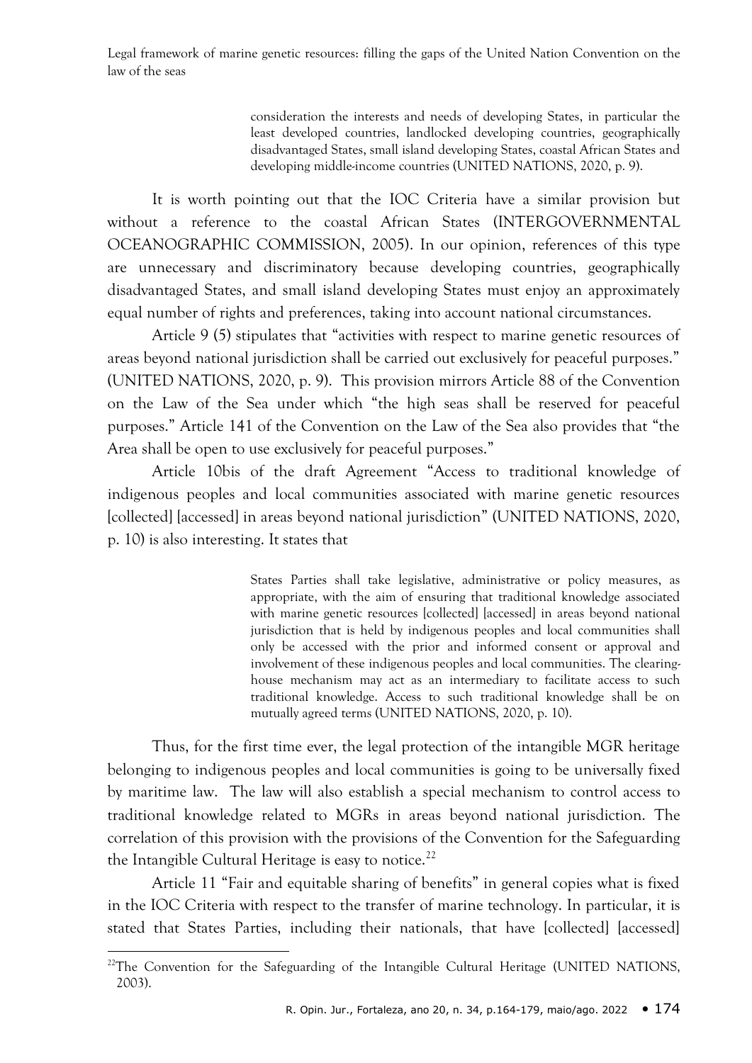> consideration the interests and needs of developing States, in particular the least developed countries, landlocked developing countries, geographically disadvantaged States, small island developing States, coastal African States and developing middle-income countries (UNITED NATIONS, 2020, p. 9).

It is worth pointing out that the IOC Criteria have a similar provision but without a reference to the coastal African States (INTERGOVERNMENTAL OCEANOGRAPHIC COMMISSION, 2005). In our opinion, references of this type are unnecessary and discriminatory because developing countries, geographically disadvantaged States, and small island developing States must enjoy an approximately equal number of rights and preferences, taking into account national circumstances.

Article 9 (5) stipulates that "activities with respect to marine genetic resources of areas beyond national jurisdiction shall be carried out exclusively for peaceful purposes." (UNITED NATIONS, 2020, p. 9). This provision mirrors Article 88 of the Convention on the Law of the Sea under which "the high seas shall be reserved for peaceful purposes." Article 141 of the Convention on the Law of the Sea also provides that "the Area shall be open to use exclusively for peaceful purposes."

Article 10bis of the draft Agreement "Access to traditional knowledge of indigenous peoples and local communities associated with marine genetic resources [collected] [accessed] in areas beyond national jurisdiction" (UNITED NATIONS, 2020, p. 10) is also interesting. It states that

> States Parties shall take legislative, administrative or policy measures, as appropriate, with the aim of ensuring that traditional knowledge associated with marine genetic resources [collected] [accessed] in areas beyond national jurisdiction that is held by indigenous peoples and local communities shall only be accessed with the prior and informed consent or approval and involvement of these indigenous peoples and local communities. The clearing-house mechanism may act as an intermediary to facilitate access to such traditional knowledge. Access to such traditional knowledge shall be on mutually agreed terms (UNITED NATIONS, 2020, p. 10).

Thus, for the first time ever, the legal protection of the intangible MGR heritage belonging to indigenous peoples and local communities is going to be universally fixed by maritime law. The law will also establish a special mechanism to control access to traditional knowledge related to MGRs in areas beyond national jurisdiction. The correlation of this provision with the provisions of the Convention for the Safeguarding the Intangible Cultural Heritage is easy to notice.[22]

Article 11 "Fair and equitable sharing of benefits" in general copies what is fixed in the IOC Criteria with respect to the transfer of marine technology. In particular, it is stated that States Parties, including their nationals, that have [collected] [accessed]

[22]The Convention for the Safeguarding of the Intangible Cultural Heritage (UNITED NATIONS, 2003).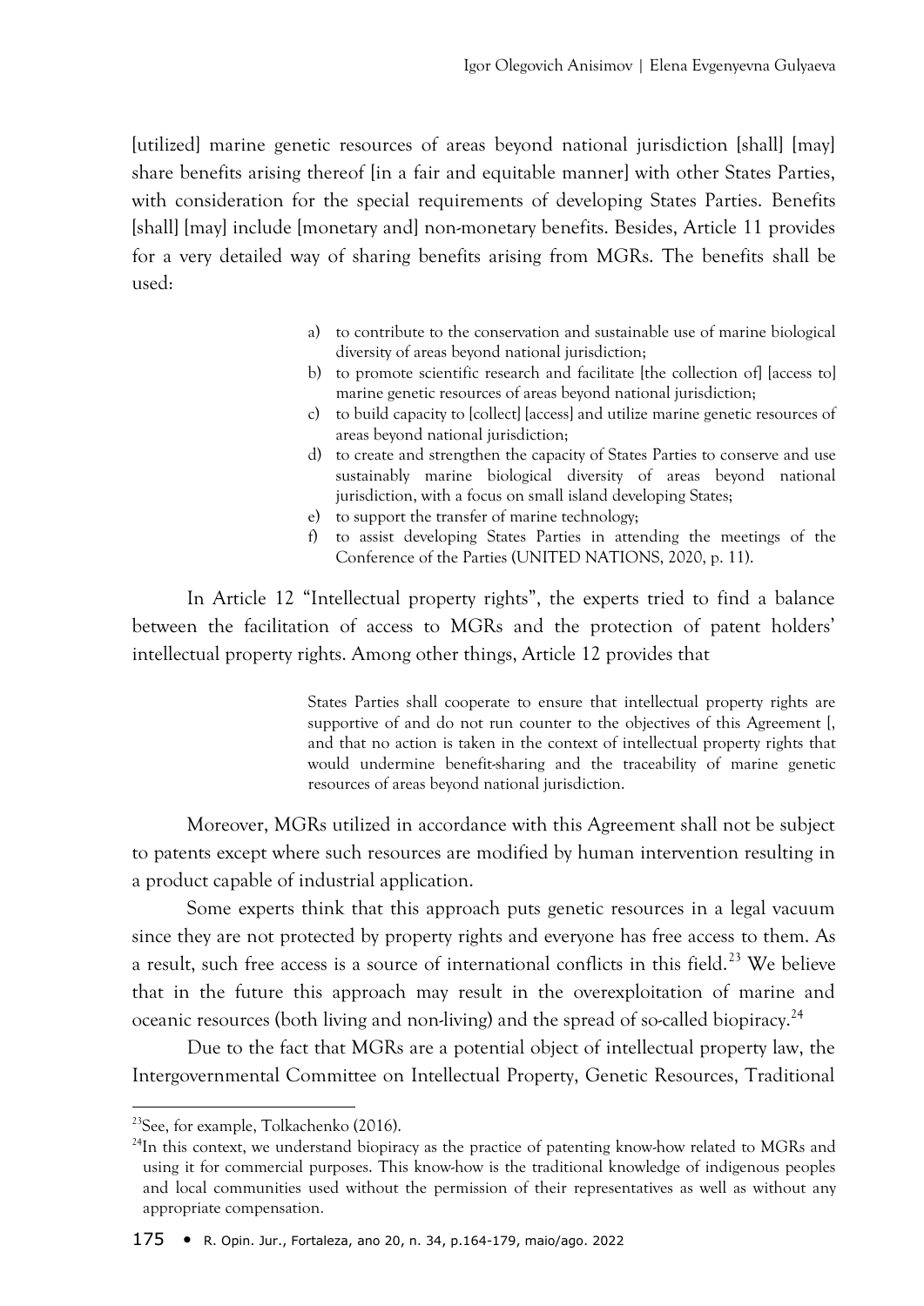[utilized] marine genetic resources of areas beyond national jurisdiction [shall] [may] share benefits arising thereof [in a fair and equitable manner] with other States Parties, with consideration for the special requirements of developing States Parties. Benefits [shall] [may] include [monetary and] non-monetary benefits. Besides, Article 11 provides for a very detailed way of sharing benefits arising from MGRs. The benefits shall be used:

> a) to contribute to the conservation and sustainable use of marine biological diversity of areas beyond national jurisdiction;
> b) to promote scientific research and facilitate [the collection of] [access to] marine genetic resources of areas beyond national jurisdiction;
> c) to build capacity to [collect] [access] and utilize marine genetic resources of areas beyond national jurisdiction;
> d) to create and strengthen the capacity of States Parties to conserve and use sustainably marine biological diversity of areas beyond national jurisdiction, with a focus on small island developing States;
> e) to support the transfer of marine technology;
> f) to assist developing States Parties in attending the meetings of the Conference of the Parties (UNITED NATIONS, 2020, p. 11).

In Article 12 "Intellectual property rights", the experts tried to find a balance between the facilitation of access to MGRs and the protection of patent holders' intellectual property rights. Among other things, Article 12 provides that

> States Parties shall cooperate to ensure that intellectual property rights are supportive of and do not run counter to the objectives of this Agreement [, and that no action is taken in the context of intellectual property rights that would undermine benefit-sharing and the traceability of marine genetic resources of areas beyond national jurisdiction.

Moreover, MGRs utilized in accordance with this Agreement shall not be subject to patents except where such resources are modified by human intervention resulting in a product capable of industrial application.

Some experts think that this approach puts genetic resources in a legal vacuum since they are not protected by property rights and everyone has free access to them. As a result, such free access is a source of international conflicts in this field.[23] We believe that in the future this approach may result in the overexploitation of marine and oceanic resources (both living and non-living) and the spread of so-called biopiracy.[24]

Due to the fact that MGRs are a potential object of intellectual property law, the Intergovernmental Committee on Intellectual Property, Genetic Resources, Traditional

---

[23] See, for example, Tolkachenko (2016).

[24] In this context, we understand biopiracy as the practice of patenting know-how related to MGRs and using it for commercial purposes. This know-how is the traditional knowledge of indigenous peoples and local communities used without the permission of their representatives as well as without any appropriate compensation.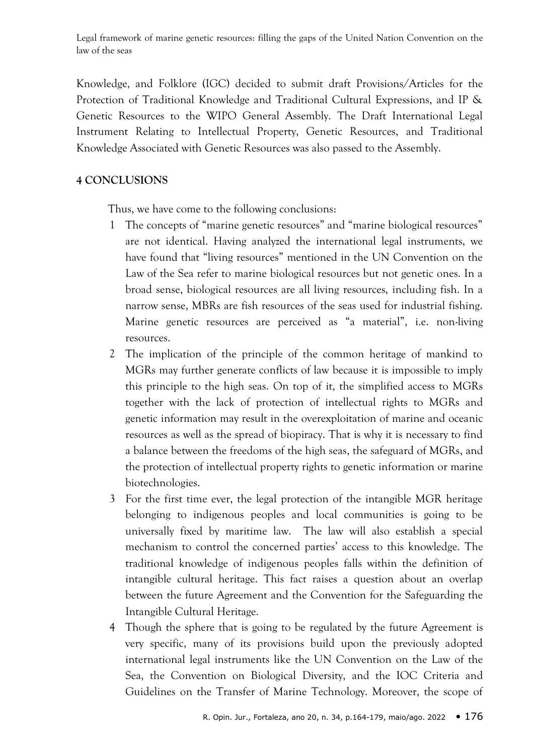Knowledge, and Folklore (IGC) decided to submit draft Provisions/Articles for the Protection of Traditional Knowledge and Traditional Cultural Expressions, and IP & Genetic Resources to the WIPO General Assembly. The Draft International Legal Instrument Relating to Intellectual Property, Genetic Resources, and Traditional Knowledge Associated with Genetic Resources was also passed to the Assembly.

## 4 CONCLUSIONS

Thus, we have come to the following conclusions:

1. The concepts of "marine genetic resources" and "marine biological resources" are not identical. Having analyzed the international legal instruments, we have found that "living resources" mentioned in the UN Convention on the Law of the Sea refer to marine biological resources but not genetic ones. In a broad sense, biological resources are all living resources, including fish. In a narrow sense, MBRs are fish resources of the seas used for industrial fishing. Marine genetic resources are perceived as "a material", i.e. non-living resources.
2. The implication of the principle of the common heritage of mankind to MGRs may further generate conflicts of law because it is impossible to imply this principle to the high seas. On top of it, the simplified access to MGRs together with the lack of protection of intellectual rights to MGRs and genetic information may result in the overexploitation of marine and oceanic resources as well as the spread of biopiracy. That is why it is necessary to find a balance between the freedoms of the high seas, the safeguard of MGRs, and the protection of intellectual property rights to genetic information or marine biotechnologies.
3. For the first time ever, the legal protection of the intangible MGR heritage belonging to indigenous peoples and local communities is going to be universally fixed by maritime law. The law will also establish a special mechanism to control the concerned parties' access to this knowledge. The traditional knowledge of indigenous peoples falls within the definition of intangible cultural heritage. This fact raises a question about an overlap between the future Agreement and the Convention for the Safeguarding the Intangible Cultural Heritage.
4. Though the sphere that is going to be regulated by the future Agreement is very specific, many of its provisions build upon the previously adopted international legal instruments like the UN Convention on the Law of the Sea, the Convention on Biological Diversity, and the IOC Criteria and Guidelines on the Transfer of Marine Technology. Moreover, the scope of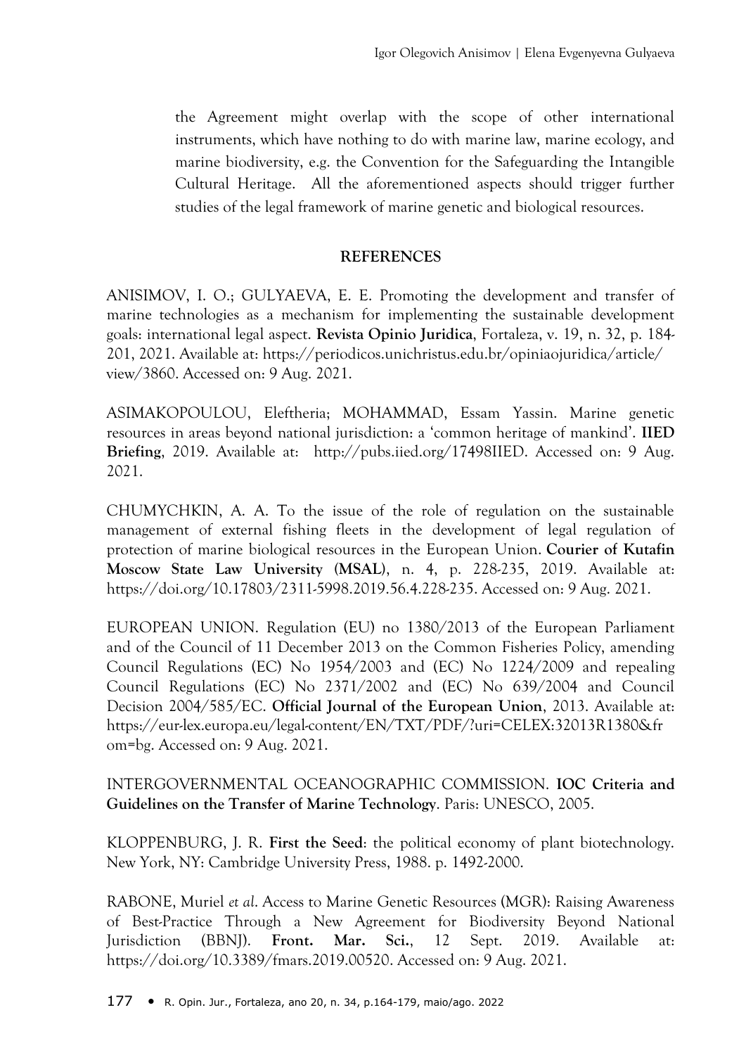the Agreement might overlap with the scope of other international instruments, which have nothing to do with marine law, marine ecology, and marine biodiversity, e.g. the Convention for the Safeguarding the Intangible Cultural Heritage. All the aforementioned aspects should trigger further studies of the legal framework of marine genetic and biological resources.

## REFERENCES

ANISIMOV, I. O.; GULYAEVA, E. E. Promoting the development and transfer of marine technologies as a mechanism for implementing the sustainable development goals: international legal aspect. **Revista Opinio Juridica**, Fortaleza, v. 19, n. 32, p. 184-201, 2021. Available at: https://periodicos.unichristus.edu.br/opiniaojuridica/article/view/3860. Accessed on: 9 Aug. 2021.

ASIMAKOPOULOU, Eleftheria; MOHAMMAD, Essam Yassin. Marine genetic resources in areas beyond national jurisdiction: a 'common heritage of mankind'. **IIED Briefing**, 2019. Available at: http://pubs.iied.org/17498IIED. Accessed on: 9 Aug. 2021.

CHUMYCHKIN, A. A. To the issue of the role of regulation on the sustainable management of external fishing fleets in the development of legal regulation of protection of marine biological resources in the European Union. **Courier of Kutafin Moscow State Law University (MSAL)**, n. 4, p. 228-235, 2019. Available at: https://doi.org/10.17803/2311-5998.2019.56.4.228-235. Accessed on: 9 Aug. 2021.

EUROPEAN UNION. Regulation (EU) no 1380/2013 of the European Parliament and of the Council of 11 December 2013 on the Common Fisheries Policy, amending Council Regulations (EC) No 1954/2003 and (EC) No 1224/2009 and repealing Council Regulations (EC) No 2371/2002 and (EC) No 639/2004 and Council Decision 2004/585/EC. **Official Journal of the European Union**, 2013. Available at: https://eur-lex.europa.eu/legal-content/EN/TXT/PDF/?uri=CELEX:32013R1380&from=bg. Accessed on: 9 Aug. 2021.

INTERGOVERNMENTAL OCEANOGRAPHIC COMMISSION. **IOC Criteria and Guidelines on the Transfer of Marine Technology**. Paris: UNESCO, 2005.

KLOPPENBURG, J. R. **First the Seed**: the political economy of plant biotechnology. New York, NY: Cambridge University Press, 1988. p. 1492-2000.

RABONE, Muriel *et al*. Access to Marine Genetic Resources (MGR): Raising Awareness of Best-Practice Through a New Agreement for Biodiversity Beyond National Jurisdiction (BBNJ). **Front. Mar. Sci.**, 12 Sept. 2019. Available at: https://doi.org/10.3389/fmars.2019.00520. Accessed on: 9 Aug. 2021.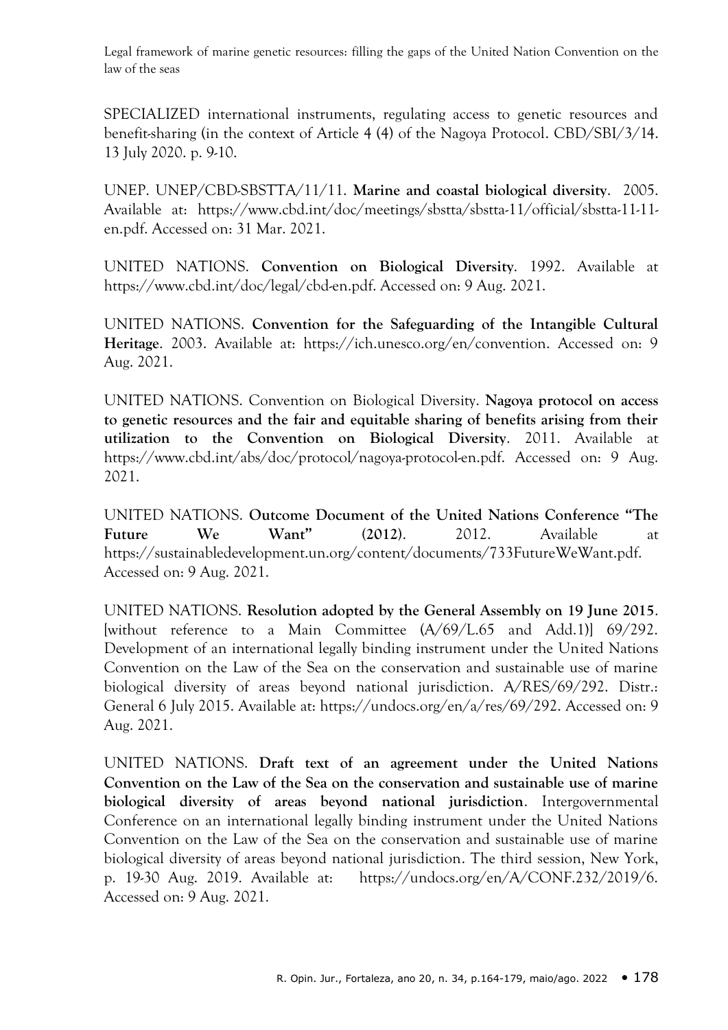SPECIALIZED international instruments, regulating access to genetic resources and benefit-sharing (in the context of Article 4 (4) of the Nagoya Protocol. CBD/SBI/3/14. 13 July 2020. p. 9-10.

UNEP. UNEP/CBD-SBSTTA/11/11. **Marine and coastal biological diversity**. 2005. Available at: https://www.cbd.int/doc/meetings/sbstta/sbstta-11/official/sbstta-11-11-en.pdf. Accessed on: 31 Mar. 2021.

UNITED NATIONS. **Convention on Biological Diversity**. 1992. Available at https://www.cbd.int/doc/legal/cbd-en.pdf. Accessed on: 9 Aug. 2021.

UNITED NATIONS. **Convention for the Safeguarding of the Intangible Cultural Heritage**. 2003. Available at: https://ich.unesco.org/en/convention. Accessed on: 9 Aug. 2021.

UNITED NATIONS. Convention on Biological Diversity. **Nagoya protocol on access to genetic resources and the fair and equitable sharing of benefits arising from their utilization to the Convention on Biological Diversity**. 2011. Available at https://www.cbd.int/abs/doc/protocol/nagoya-protocol-en.pdf. Accessed on: 9 Aug. 2021.

UNITED NATIONS. **Outcome Document of the United Nations Conference "The Future We Want" (2012)**. 2012. Available at https://sustainabledevelopment.un.org/content/documents/733FutureWeWant.pdf. Accessed on: 9 Aug. 2021.

UNITED NATIONS. **Resolution adopted by the General Assembly on 19 June 2015**. [without reference to a Main Committee (A/69/L.65 and Add.1)] 69/292. Development of an international legally binding instrument under the United Nations Convention on the Law of the Sea on the conservation and sustainable use of marine biological diversity of areas beyond national jurisdiction. A/RES/69/292. Distr.: General 6 July 2015. Available at: https://undocs.org/en/a/res/69/292. Accessed on: 9 Aug. 2021.

UNITED NATIONS. **Draft text of an agreement under the United Nations Convention on the Law of the Sea on the conservation and sustainable use of marine biological diversity of areas beyond national jurisdiction**. Intergovernmental Conference on an international legally binding instrument under the United Nations Convention on the Law of the Sea on the conservation and sustainable use of marine biological diversity of areas beyond national jurisdiction. The third session, New York, p. 19-30 Aug. 2019. Available at: https://undocs.org/en/A/CONF.232/2019/6. Accessed on: 9 Aug. 2021.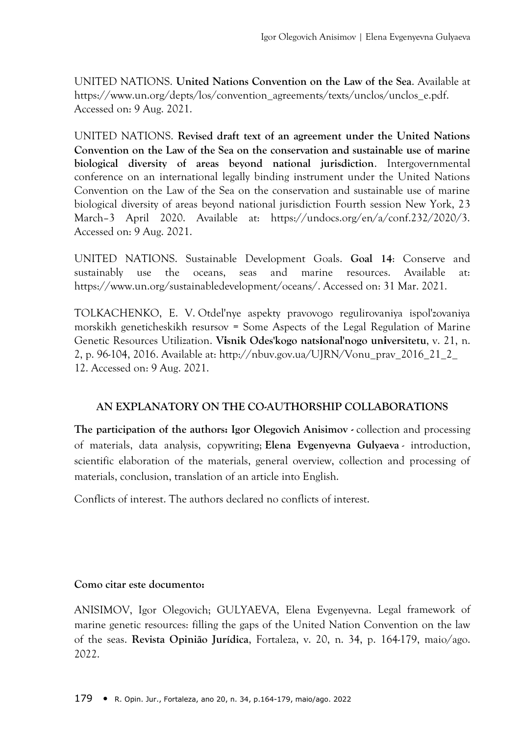UNITED NATIONS. **United Nations Convention on the Law of the Sea**. Available at https://www.un.org/depts/los/convention_agreements/texts/unclos/unclos_e.pdf. Accessed on: 9 Aug. 2021.

UNITED NATIONS. **Revised draft text of an agreement under the United Nations Convention on the Law of the Sea on the conservation and sustainable use of marine biological diversity of areas beyond national jurisdiction**. Intergovernmental conference on an international legally binding instrument under the United Nations Convention on the Law of the Sea on the conservation and sustainable use of marine biological diversity of areas beyond national jurisdiction Fourth session New York, 23 March–3 April 2020. Available at: https://undocs.org/en/a/conf.232/2020/3. Accessed on: 9 Aug. 2021.

UNITED NATIONS. Sustainable Development Goals. **Goal 14**: Conserve and sustainably use the oceans, seas and marine resources. Available at: https://www.un.org/sustainabledevelopment/oceans/. Accessed on: 31 Mar. 2021.

TOLKACHENKO, E. V. Otdel'nye aspekty pravovogo regulirovaniya ispol'zovaniya morskikh geneticheskikh resursov = Some Aspects of the Legal Regulation of Marine Genetic Resources Utilization. **Visnik Odes'kogo natsional'nogo universitetu**, v. 21, n. 2, p. 96-104, 2016. Available at: http://nbuv.gov.ua/UJRN/Vonu_prav_2016_21_2_ 12. Accessed on: 9 Aug. 2021.

## AN EXPLANATORY ON THE CO-AUTHORSHIP COLLABORATIONS

**The participation of the authors: Igor Olegovich Anisimov -** collection and processing of materials, data analysis, copywriting; **Elena Evgenyevna Gulyaeva** - introduction, scientific elaboration of the materials, general overview, collection and processing of materials, conclusion, translation of an article into English.

Conflicts of interest. The authors declared no conflicts of interest.

**Como citar este documento:**

ANISIMOV, Igor Olegovich; GULYAEVA, Elena Evgenyevna. Legal framework of marine genetic resources: filling the gaps of the United Nation Convention on the law of the seas. **Revista Opinião Jurídica**, Fortaleza, v. 20, n. 34, p. 164-179, maio/ago. 2022.